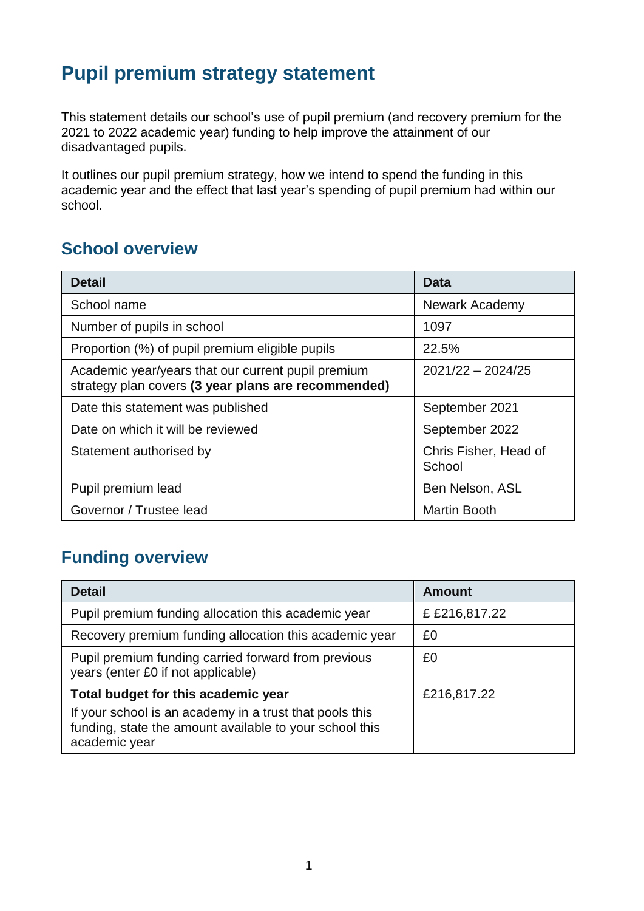# Pupil premium strategy statement

This statement details our school's use of pupil premium (and recovery premium for the 2021 to 2022 academic year) funding to help improve the attainment of our disadvantaged pupils.

It outlines our pupil premium strategy, how we intend to spend the funding in this academic year and the effect that last year's spending of pupil premium had within our school.

## School overview

| Detail | Data |
|---|---|
| School name | Newark Academy |
| Number of pupils in school | 1097 |
| Proportion (%) of pupil premium eligible pupils | 22.5% |
| Academic year/years that our current pupil premium strategy plan covers **(3 year plans are recommended)** | 2021/22 – 2024/25 |
| Date this statement was published | September 2021 |
| Date on which it will be reviewed | September 2022 |
| Statement authorised by | Chris Fisher, Head of School |
| Pupil premium lead | Ben Nelson, ASL |
| Governor / Trustee lead | Martin Booth |

## Funding overview

| Detail | Amount |
|---|---|
| Pupil premium funding allocation this academic year | £ £216,817.22 |
| Recovery premium funding allocation this academic year | £0 |
| Pupil premium funding carried forward from previous years (enter £0 if not applicable) | £0 |
| **Total budget for this academic year**<br>If your school is an academy in a trust that pools this funding, state the amount available to your school this academic year | £216,817.22 |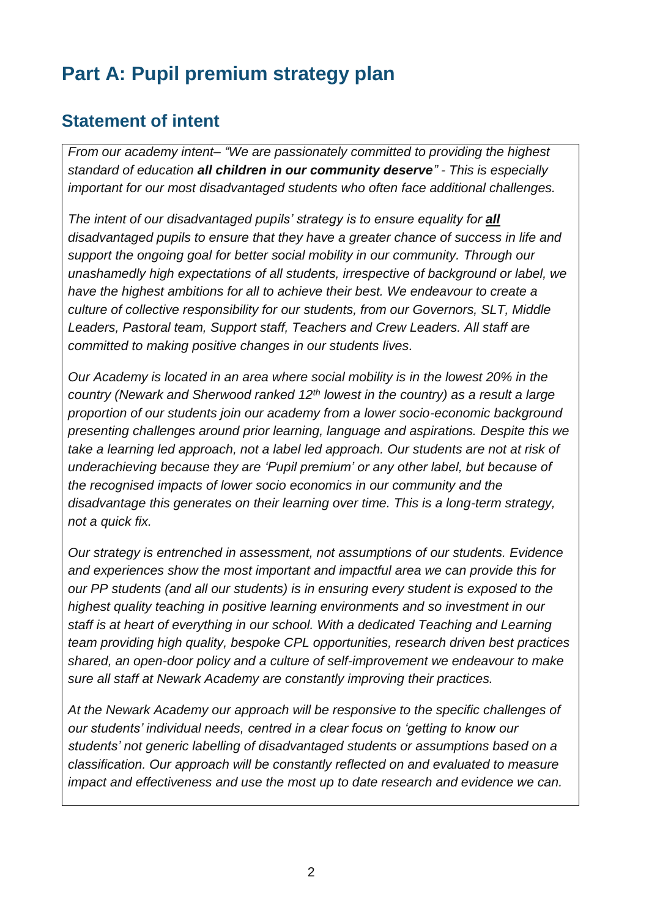# Part A: Pupil premium strategy plan

## Statement of intent

*From our academy intent– "We are passionately committed to providing the highest standard of education* ***all children in our community deserve****" - This is especially important for our most disadvantaged students who often face additional challenges.*

*The intent of our disadvantaged pupils' strategy is to ensure equality for* ***all*** *disadvantaged pupils to ensure that they have a greater chance of success in life and support the ongoing goal for better social mobility in our community. Through our unashamedly high expectations of all students, irrespective of background or label, we have the highest ambitions for all to achieve their best. We endeavour to create a culture of collective responsibility for our students, from our Governors, SLT, Middle Leaders, Pastoral team, Support staff, Teachers and Crew Leaders. All staff are committed to making positive changes in our students lives.*

*Our Academy is located in an area where social mobility is in the lowest 20% in the country (Newark and Sherwood ranked 12th lowest in the country) as a result a large proportion of our students join our academy from a lower socio-economic background presenting challenges around prior learning, language and aspirations. Despite this we take a learning led approach, not a label led approach. Our students are not at risk of underachieving because they are 'Pupil premium' or any other label, but because of the recognised impacts of lower socio economics in our community and the disadvantage this generates on their learning over time. This is a long-term strategy, not a quick fix.*

*Our strategy is entrenched in assessment, not assumptions of our students. Evidence and experiences show the most important and impactful area we can provide this for our PP students (and all our students) is in ensuring every student is exposed to the highest quality teaching in positive learning environments and so investment in our staff is at heart of everything in our school. With a dedicated Teaching and Learning team providing high quality, bespoke CPL opportunities, research driven best practices shared, an open-door policy and a culture of self-improvement we endeavour to make sure all staff at Newark Academy are constantly improving their practices.*

*At the Newark Academy our approach will be responsive to the specific challenges of our students' individual needs, centred in a clear focus on 'getting to know our students' not generic labelling of disadvantaged students or assumptions based on a classification. Our approach will be constantly reflected on and evaluated to measure impact and effectiveness and use the most up to date research and evidence we can.*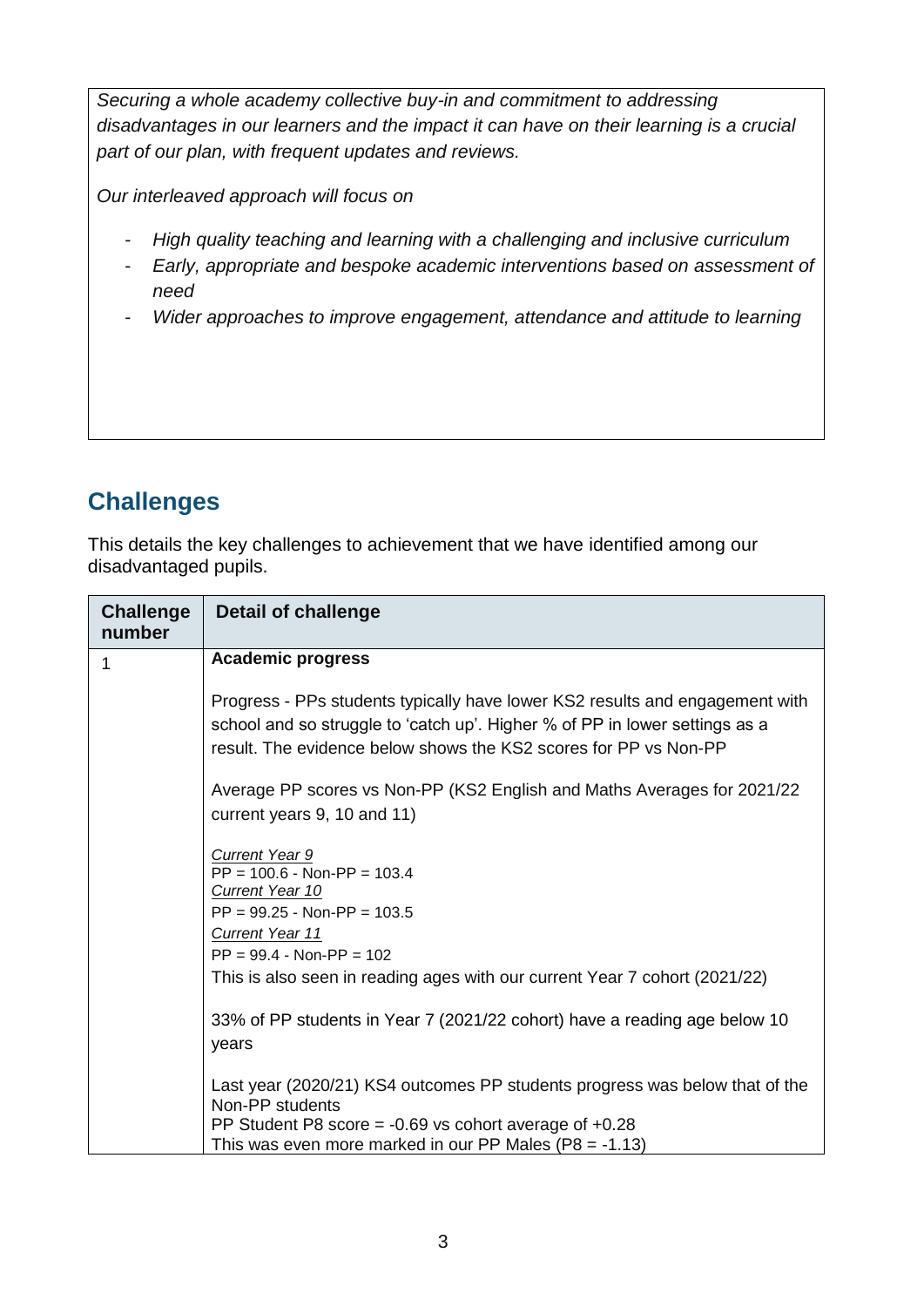*Securing a whole academy collective buy-in and commitment to addressing disadvantages in our learners and the impact it can have on their learning is a crucial part of our plan, with frequent updates and reviews.*

*Our interleaved approach will focus on*

- *High quality teaching and learning with a challenging and inclusive curriculum*
- *Early, appropriate and bespoke academic interventions based on assessment of need*
- *Wider approaches to improve engagement, attendance and attitude to learning*

## Challenges

This details the key challenges to achievement that we have identified among our disadvantaged pupils.

| Challenge number | Detail of challenge |
|---|---|
| 1 | **Academic progress**<br><br>Progress - PPs students typically have lower KS2 results and engagement with school and so struggle to 'catch up'. Higher % of PP in lower settings as a result. The evidence below shows the KS2 scores for PP vs Non-PP<br><br>Average PP scores vs Non-PP (KS2 English and Maths Averages for 2021/22 current years 9, 10 and 11)<br><br><u>*Current Year 9*</u><br>PP = 100.6 - Non-PP = 103.4<br><u>*Current Year 10*</u><br>PP = 99.25 - Non-PP = 103.5<br><u>*Current Year 11*</u><br>PP = 99.4 - Non-PP = 102<br>This is also seen in reading ages with our current Year 7 cohort (2021/22)<br><br>33% of PP students in Year 7 (2021/22 cohort) have a reading age below 10 years<br><br>Last year (2020/21) KS4 outcomes PP students progress was below that of the Non-PP students<br>PP Student P8 score = -0.69 vs cohort average of +0.28<br>This was even more marked in our PP Males (P8 = -1.13) |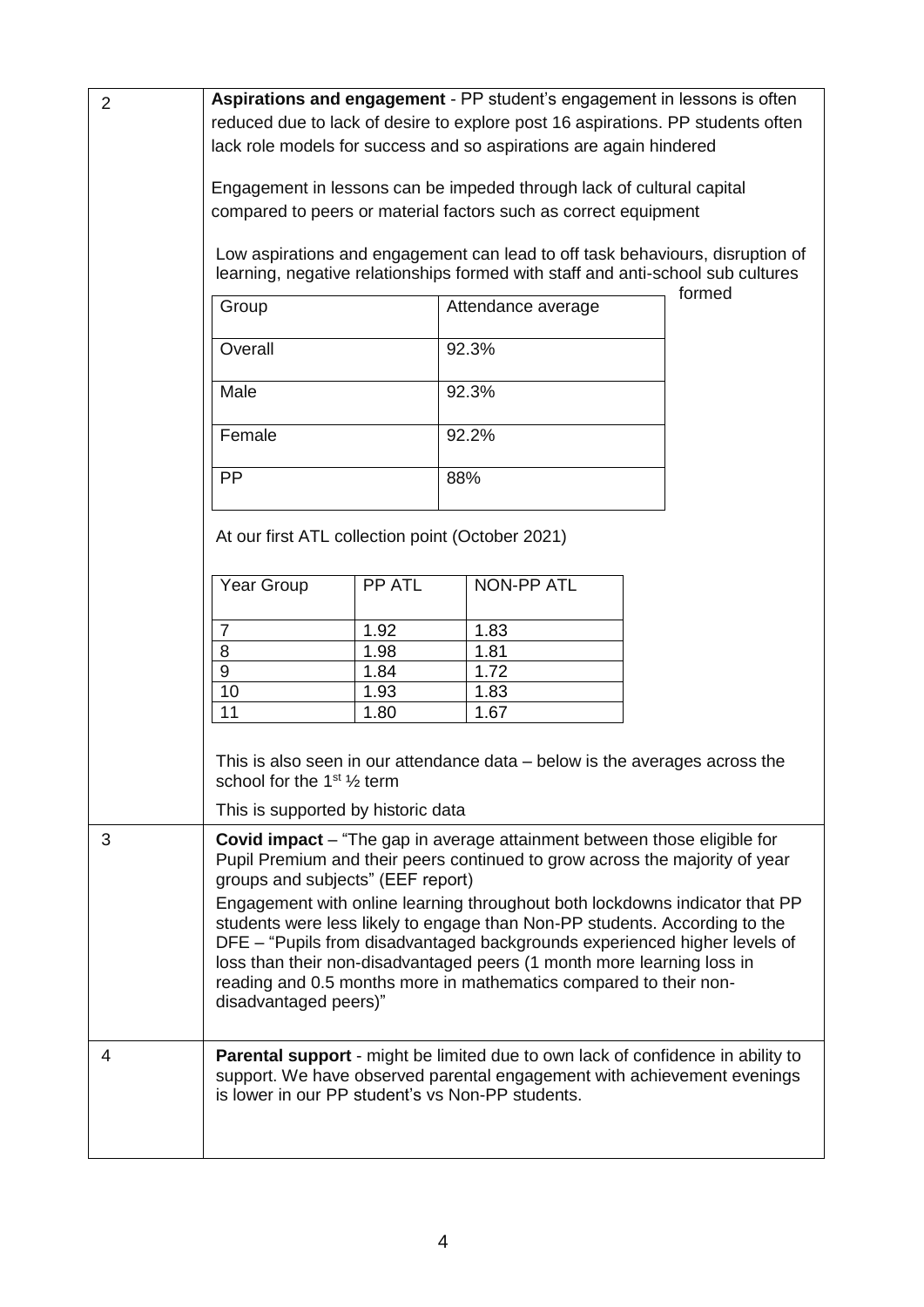| | |
|---|---|
| 2 | **Aspirations and engagement** - PP student's engagement in lessons is often reduced due to lack of desire to explore post 16 aspirations. PP students often lack role models for success and so aspirations are again hindered<br><br>Engagement in lessons can be impeded through lack of cultural capital compared to peers or material factors such as correct equipment<br><br>Low aspirations and engagement can lead to off task behaviours, disruption of learning, negative relationships formed with staff and anti-school sub cultures formed<br><br>Group \| Attendance average<br>Overall \| 92.3%<br>Male \| 92.3%<br>Female \| 92.2%<br>PP \| 88%<br><br>At our first ATL collection point (October 2021)<br><br>Year Group \| PP ATL \| NON-PP ATL<br>7 \| 1.92 \| 1.83<br>8 \| 1.98 \| 1.81<br>9 \| 1.84 \| 1.72<br>10 \| 1.93 \| 1.83<br>11 \| 1.80 \| 1.67<br><br>This is also seen in our attendance data – below is the averages across the school for the 1st ½ term<br><br>This is supported by historic data |
| 3 | **Covid impact** – "The gap in average attainment between those eligible for Pupil Premium and their peers continued to grow across the majority of year groups and subjects" (EEF report)<br><br>Engagement with online learning throughout both lockdowns indicator that PP students were less likely to engage than Non-PP students. According to the DFE – "Pupils from disadvantaged backgrounds experienced higher levels of loss than their non-disadvantaged peers (1 month more learning loss in reading and 0.5 months more in mathematics compared to their non-disadvantaged peers)" |
| 4 | **Parental support** - might be limited due to own lack of confidence in ability to support. We have observed parental engagement with achievement evenings is lower in our PP student's vs Non-PP students. |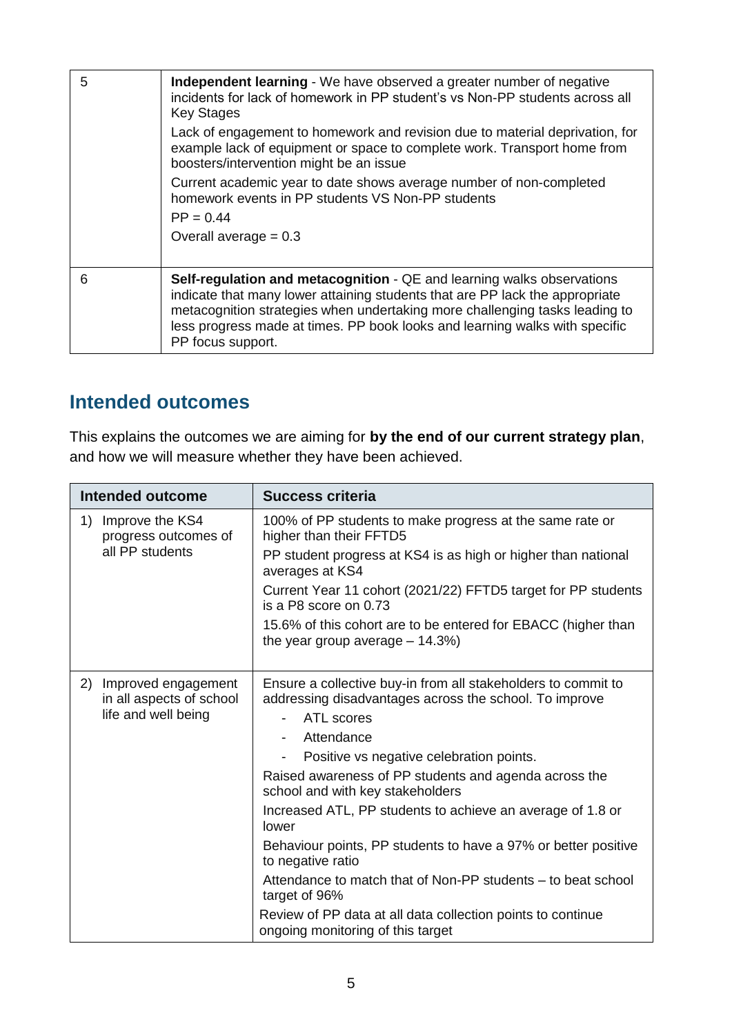| | |
|---|---|
| 5 | **Independent learning** - We have observed a greater number of negative incidents for lack of homework in PP student's vs Non-PP students across all Key Stages<br><br>Lack of engagement to homework and revision due to material deprivation, for example lack of equipment or space to complete work. Transport home from boosters/intervention might be an issue<br><br>Current academic year to date shows average number of non-completed homework events in PP students VS Non-PP students<br><br>PP = 0.44<br><br>Overall average = 0.3 |
| 6 | **Self-regulation and metacognition** - QE and learning walks observations indicate that many lower attaining students that are PP lack the appropriate metacognition strategies when undertaking more challenging tasks leading to less progress made at times. PP book looks and learning walks with specific PP focus support. |

## Intended outcomes

This explains the outcomes we are aiming for **by the end of our current strategy plan**, and how we will measure whether they have been achieved.

| Intended outcome | Success criteria |
|---|---|
| 1) Improve the KS4 progress outcomes of all PP students | 100% of PP students to make progress at the same rate or higher than their FFTD5<br><br>PP student progress at KS4 is as high or higher than national averages at KS4<br><br>Current Year 11 cohort (2021/22) FFTD5 target for PP students is a P8 score on 0.73<br><br>15.6% of this cohort are to be entered for EBACC (higher than the year group average – 14.3%) |
| 2) Improved engagement in all aspects of school life and well being | Ensure a collective buy-in from all stakeholders to commit to addressing disadvantages across the school. To improve<br>- ATL scores<br>- Attendance<br>- Positive vs negative celebration points.<br><br>Raised awareness of PP students and agenda across the school and with key stakeholders<br><br>Increased ATL, PP students to achieve an average of 1.8 or lower<br><br>Behaviour points, PP students to have a 97% or better positive to negative ratio<br><br>Attendance to match that of Non-PP students – to beat school target of 96%<br><br>Review of PP data at all data collection points to continue ongoing monitoring of this target |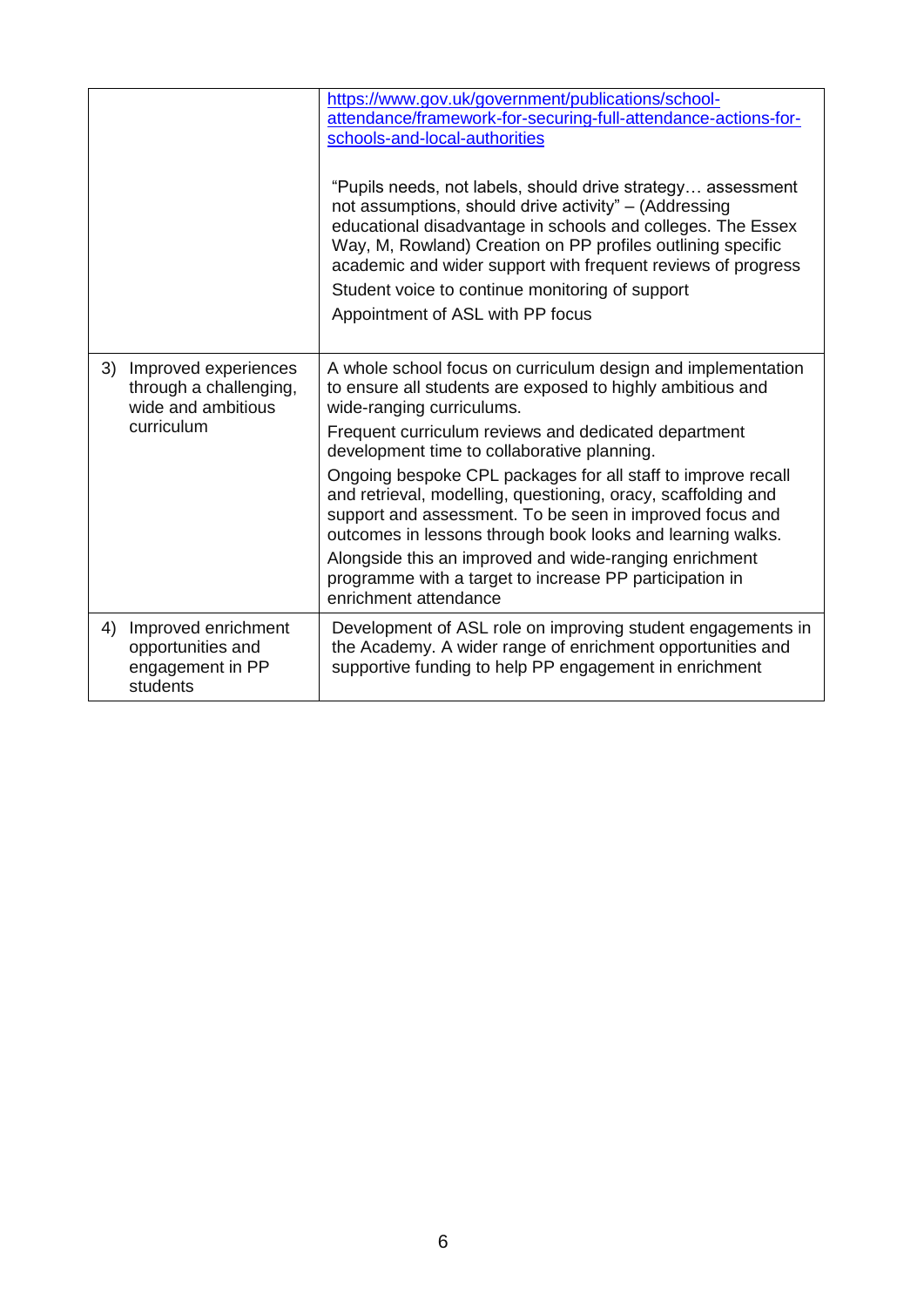| | |
|---|---|
| | https://www.gov.uk/government/publications/school-attendance/framework-for-securing-full-attendance-actions-for-schools-and-local-authorities<br><br>"Pupils needs, not labels, should drive strategy… assessment not assumptions, should drive activity" – (Addressing educational disadvantage in schools and colleges. The Essex Way, M, Rowland) Creation on PP profiles outlining specific academic and wider support with frequent reviews of progress<br><br>Student voice to continue monitoring of support<br><br>Appointment of ASL with PP focus |
| 3) Improved experiences through a challenging, wide and ambitious curriculum | A whole school focus on curriculum design and implementation to ensure all students are exposed to highly ambitious and wide-ranging curriculums.<br><br>Frequent curriculum reviews and dedicated department development time to collaborative planning.<br><br>Ongoing bespoke CPL packages for all staff to improve recall and retrieval, modelling, questioning, oracy, scaffolding and support and assessment. To be seen in improved focus and outcomes in lessons through book looks and learning walks.<br><br>Alongside this an improved and wide-ranging enrichment programme with a target to increase PP participation in enrichment attendance |
| 4) Improved enrichment opportunities and engagement in PP students | Development of ASL role on improving student engagements in the Academy. A wider range of enrichment opportunities and supportive funding to help PP engagement in enrichment |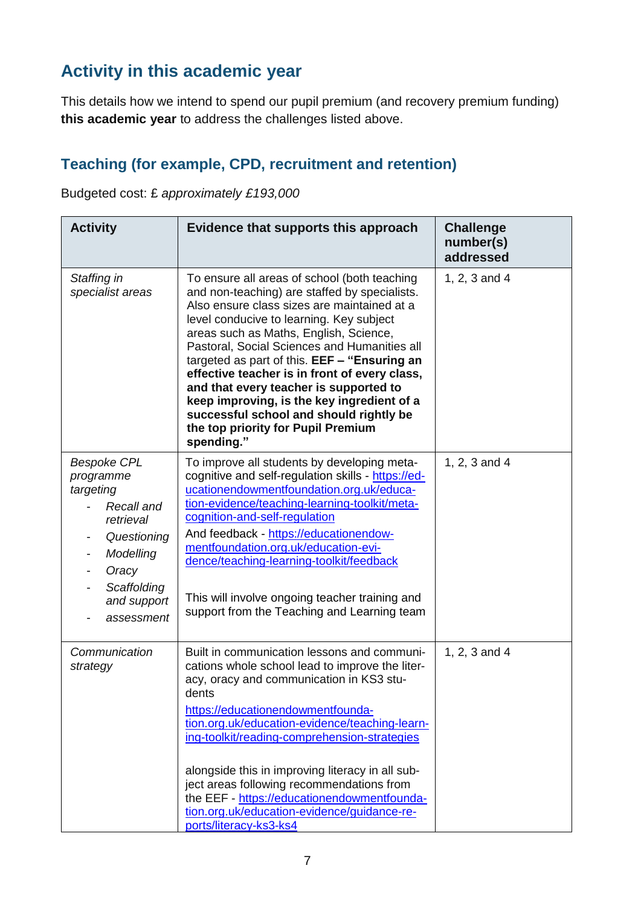## Activity in this academic year

This details how we intend to spend our pupil premium (and recovery premium funding) **this academic year** to address the challenges listed above.

### Teaching (for example, CPD, recruitment and retention)

Budgeted cost: £ *approximately £193,000*

| Activity | Evidence that supports this approach | Challenge number(s) addressed |
|---|---|---|
| *Staffing in specialist areas* | To ensure all areas of school (both teaching and non-teaching) are staffed by specialists. Also ensure class sizes are maintained at a level conducive to learning. Key subject areas such as Maths, English, Science, Pastoral, Social Sciences and Humanities all targeted as part of this. **EEF – "Ensuring an effective teacher is in front of every class, and that every teacher is supported to keep improving, is the key ingredient of a successful school and should rightly be the top priority for Pupil Premium spending."** | 1, 2, 3 and 4 |
| *Bespoke CPL programme targeting*<br>- *Recall and retrieval*<br>- *Questioning*<br>- *Modelling*<br>- *Oracy*<br>- *Scaffolding and support*<br>- *assessment* | To improve all students by developing meta-cognitive and self-regulation skills - https://educationendowmentfoundation.org.uk/education-evidence/teaching-learning-toolkit/meta-cognition-and-self-regulation<br>And feedback - https://educationendowmentfoundation.org.uk/education-evidence/teaching-learning-toolkit/feedback<br><br>This will involve ongoing teacher training and support from the Teaching and Learning team | 1, 2, 3 and 4 |
| *Communication strategy* | Built in communication lessons and communications whole school lead to improve the literacy, oracy and communication in KS3 students<br>https://educationendowmentfoundation.org.uk/education-evidence/teaching-learning-toolkit/reading-comprehension-strategies<br><br>alongside this in improving literacy in all subject areas following recommendations from the EEF - https://educationendowmentfoundation.org.uk/education-evidence/guidance-reports/literacy-ks3-ks4 | 1, 2, 3 and 4 |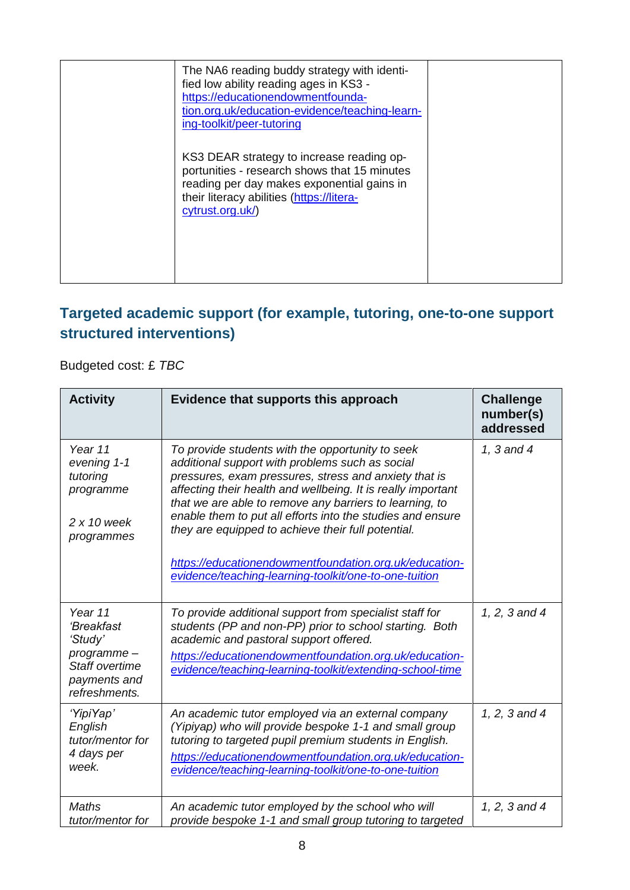| | | |
|---|---|---|
| | The NA6 reading buddy strategy with identified low ability reading ages in KS3 - https://educationendowmentfoundation.org.uk/education-evidence/teaching-learning-toolkit/peer-tutoring<br><br>KS3 DEAR strategy to increase reading opportunities - research shows that 15 minutes reading per day makes exponential gains in their literacy abilities (https://literacytrust.org.uk/) | |

## Targeted academic support (for example, tutoring, one-to-one support structured interventions)

Budgeted cost: £ *TBC*

| Activity | Evidence that supports this approach | Challenge number(s) addressed |
|---|---|---|
| *Year 11 evening 1-1 tutoring programme*<br><br>*2 x 10 week programmes* | *To provide students with the opportunity to seek additional support with problems such as social pressures, exam pressures, stress and anxiety that is affecting their health and wellbeing. It is really important that we are able to remove any barriers to learning, to enable them to put all efforts into the studies and ensure they are equipped to achieve their full potential.*<br><br>*https://educationendowmentfoundation.org.uk/education-evidence/teaching-learning-toolkit/one-to-one-tuition* | *1, 3 and 4* |
| *Year 11 'Breakfast 'Study' programme – Staff overtime payments and refreshments.* | *To provide additional support from specialist staff for students (PP and non-PP) prior to school starting. Both academic and pastoral support offered.*<br>*https://educationendowmentfoundation.org.uk/education-evidence/teaching-learning-toolkit/extending-school-time* | *1, 2, 3 and 4* |
| *'YipiYap' English tutor/mentor for 4 days per week.* | *An academic tutor employed via an external company (Yipiyap) who will provide bespoke 1-1 and small group tutoring to targeted pupil premium students in English.*<br>*https://educationendowmentfoundation.org.uk/education-evidence/teaching-learning-toolkit/one-to-one-tuition* | *1, 2, 3 and 4* |
| *Maths tutor/mentor for* | *An academic tutor employed by the school who will provide bespoke 1-1 and small group tutoring to targeted* | *1, 2, 3 and 4* |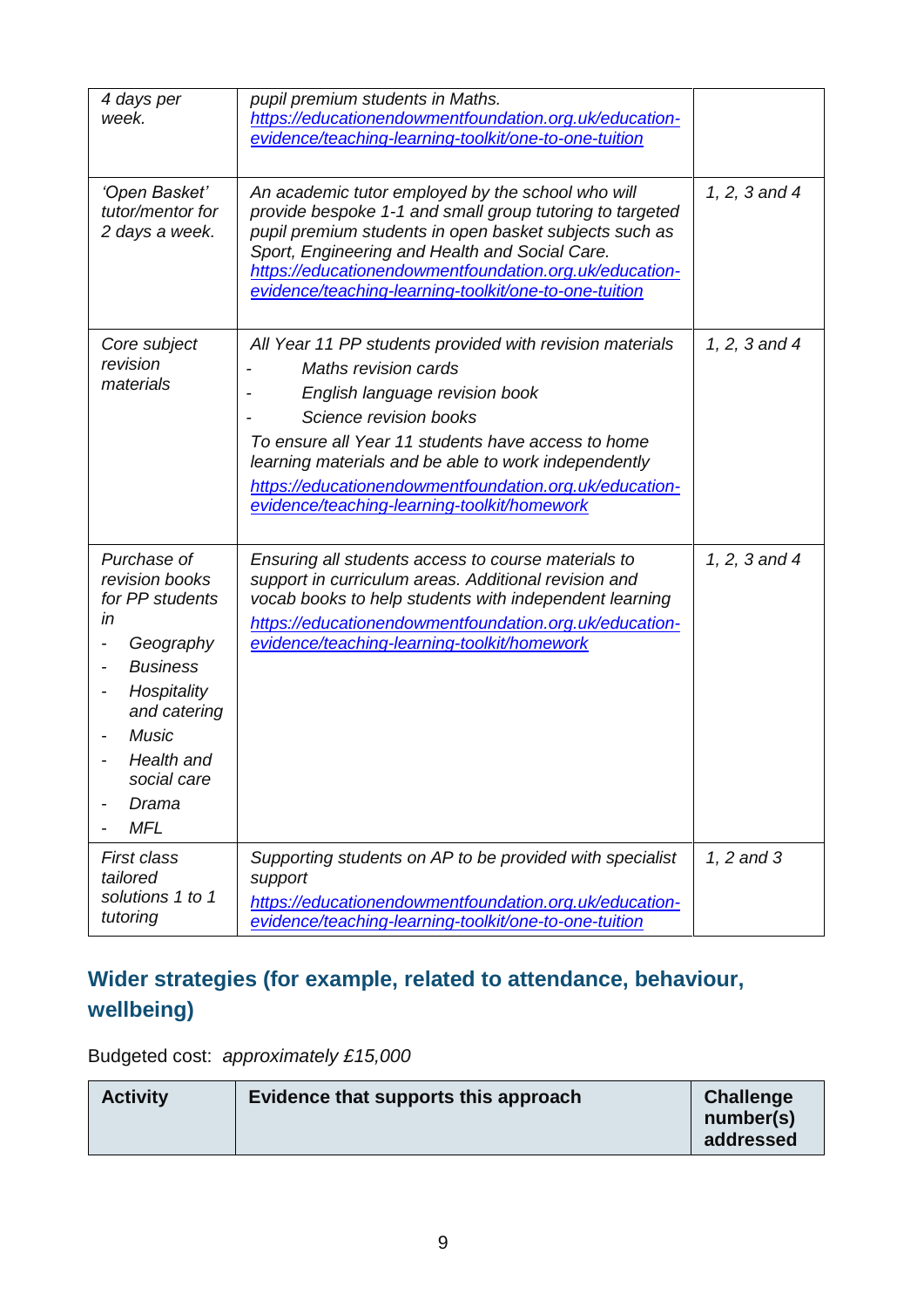| | | |
|---|---|---|
| *4 days per week.* | *pupil premium students in Maths.* *https://educationendowmentfoundation.org.uk/education-evidence/teaching-learning-toolkit/one-to-one-tuition* | |
| *'Open Basket' tutor/mentor for 2 days a week.* | *An academic tutor employed by the school who will provide bespoke 1-1 and small group tutoring to targeted pupil premium students in open basket subjects such as Sport, Engineering and Health and Social Care.* *https://educationendowmentfoundation.org.uk/education-evidence/teaching-learning-toolkit/one-to-one-tuition* | *1, 2, 3 and 4* |
| *Core subject revision materials* | *All Year 11 PP students provided with revision materials*<br>- *Maths revision cards*<br>- *English language revision book*<br>- *Science revision books*<br>*To ensure all Year 11 students have access to home learning materials and be able to work independently* *https://educationendowmentfoundation.org.uk/education-evidence/teaching-learning-toolkit/homework* | *1, 2, 3 and 4* |
| *Purchase of revision books for PP students in*<br>- *Geography*<br>- *Business*<br>- *Hospitality and catering*<br>- *Music*<br>- *Health and social care*<br>- *Drama*<br>- *MFL* | *Ensuring all students access to course materials to support in curriculum areas. Additional revision and vocab books to help students with independent learning* *https://educationendowmentfoundation.org.uk/education-evidence/teaching-learning-toolkit/homework* | *1, 2, 3 and 4* |
| *First class tailored solutions 1 to 1 tutoring* | *Supporting students on AP to be provided with specialist support* *https://educationendowmentfoundation.org.uk/education-evidence/teaching-learning-toolkit/one-to-one-tuition* | *1, 2 and 3* |

## Wider strategies (for example, related to attendance, behaviour, wellbeing)

Budgeted cost: *approximately £15,000*

| Activity | Evidence that supports this approach | Challenge number(s) addressed |
|---|---|---|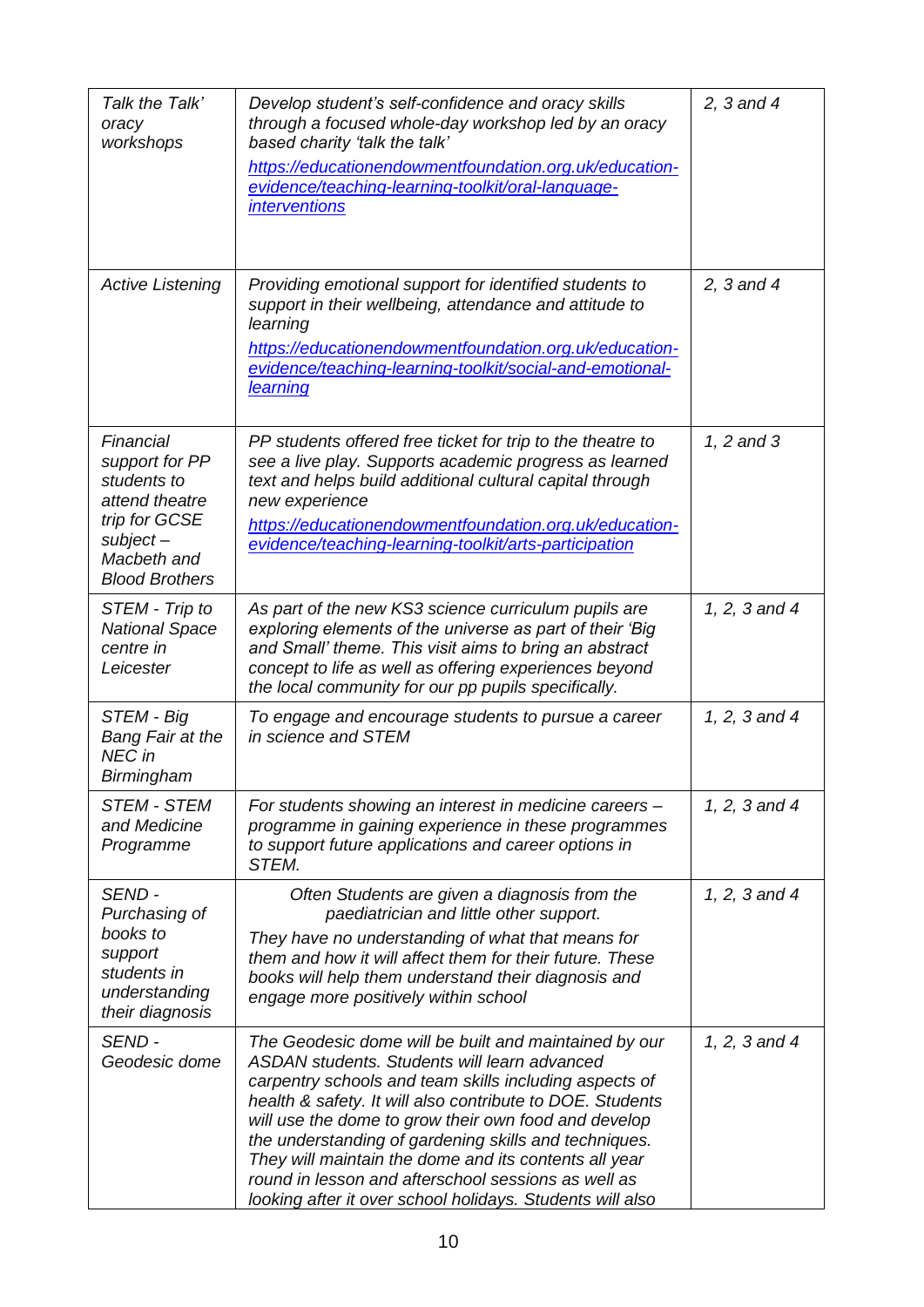| | | |
|---|---|---|
| *Talk the Talk' oracy workshops* | *Develop student's self-confidence and oracy skills through a focused whole-day workshop led by an oracy based charity 'talk the talk'* [*https://educationendowmentfoundation.org.uk/education-evidence/teaching-learning-toolkit/oral-language-interventions*](https://educationendowmentfoundation.org.uk/education-evidence/teaching-learning-toolkit/oral-language-interventions) | *2, 3 and 4* |
| *Active Listening* | *Providing emotional support for identified students to support in their wellbeing, attendance and attitude to learning* [*https://educationendowmentfoundation.org.uk/education-evidence/teaching-learning-toolkit/social-and-emotional-learning*](https://educationendowmentfoundation.org.uk/education-evidence/teaching-learning-toolkit/social-and-emotional-learning) | *2, 3 and 4* |
| *Financial support for PP students to attend theatre trip for GCSE subject – Macbeth and Blood Brothers* | *PP students offered free ticket for trip to the theatre to see a live play. Supports academic progress as learned text and helps build additional cultural capital through new experience* [*https://educationendowmentfoundation.org.uk/education-evidence/teaching-learning-toolkit/arts-participation*](https://educationendowmentfoundation.org.uk/education-evidence/teaching-learning-toolkit/arts-participation) | *1, 2 and 3* |
| *STEM - Trip to National Space centre in Leicester* | *As part of the new KS3 science curriculum pupils are exploring elements of the universe as part of their 'Big and Small' theme. This visit aims to bring an abstract concept to life as well as offering experiences beyond the local community for our pp pupils specifically.* | *1, 2, 3 and 4* |
| *STEM - Big Bang Fair at the NEC in Birmingham* | *To engage and encourage students to pursue a career in science and STEM* | *1, 2, 3 and 4* |
| *STEM - STEM and Medicine Programme* | *For students showing an interest in medicine careers – programme in gaining experience in these programmes to support future applications and career options in STEM.* | *1, 2, 3 and 4* |
| *SEND - Purchasing of books to support students in understanding their diagnosis* | *Often Students are given a diagnosis from the paediatrician and little other support.* *They have no understanding of what that means for them and how it will affect them for their future. These books will help them understand their diagnosis and engage more positively within school* | *1, 2, 3 and 4* |
| *SEND - Geodesic dome* | *The Geodesic dome will be built and maintained by our ASDAN students. Students will learn advanced carpentry schools and team skills including aspects of health & safety. It will also contribute to DOE. Students will use the dome to grow their own food and develop the understanding of gardening skills and techniques. They will maintain the dome and its contents all year round in lesson and afterschool sessions as well as looking after it over school holidays. Students will also* | *1, 2, 3 and 4* |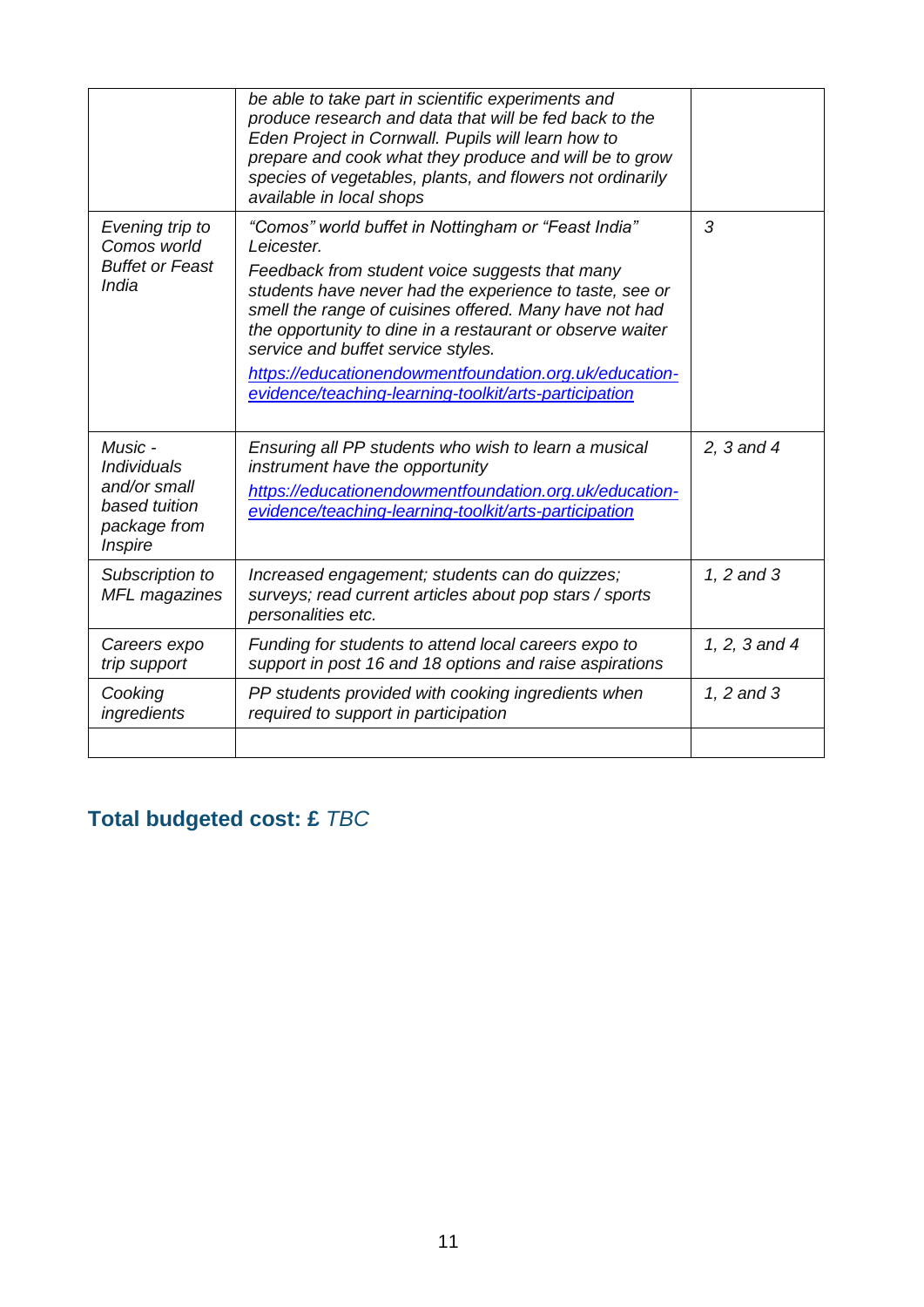| | | |
|---|---|---|
| | *be able to take part in scientific experiments and produce research and data that will be fed back to the Eden Project in Cornwall. Pupils will learn how to prepare and cook what they produce and will be to grow species of vegetables, plants, and flowers not ordinarily available in local shops* | |
| *Evening trip to Comos world Buffet or Feast India* | *"Comos" world buffet in Nottingham or "Feast India" Leicester.*<br><br>*Feedback from student voice suggests that many students have never had the experience to taste, see or smell the range of cuisines offered. Many have not had the opportunity to dine in a restaurant or observe waiter service and buffet service styles.*<br><br>[*https://educationendowmentfoundation.org.uk/education-evidence/teaching-learning-toolkit/arts-participation*](https://educationendowmentfoundation.org.uk/education-evidence/teaching-learning-toolkit/arts-participation) | *3* |
| *Music - Individuals and/or small based tuition package from Inspire* | *Ensuring all PP students who wish to learn a musical instrument have the opportunity*<br><br>[*https://educationendowmentfoundation.org.uk/education-evidence/teaching-learning-toolkit/arts-participation*](https://educationendowmentfoundation.org.uk/education-evidence/teaching-learning-toolkit/arts-participation) | *2, 3 and 4* |
| *Subscription to MFL magazines* | *Increased engagement; students can do quizzes; surveys; read current articles about pop stars / sports personalities etc.* | *1, 2 and 3* |
| *Careers expo trip support* | *Funding for students to attend local careers expo to support in post 16 and 18 options and raise aspirations* | *1, 2, 3 and 4* |
| *Cooking ingredients* | *PP students provided with cooking ingredients when required to support in participation* | *1, 2 and 3* |
| | | |

## Total budgeted cost: £ *TBC*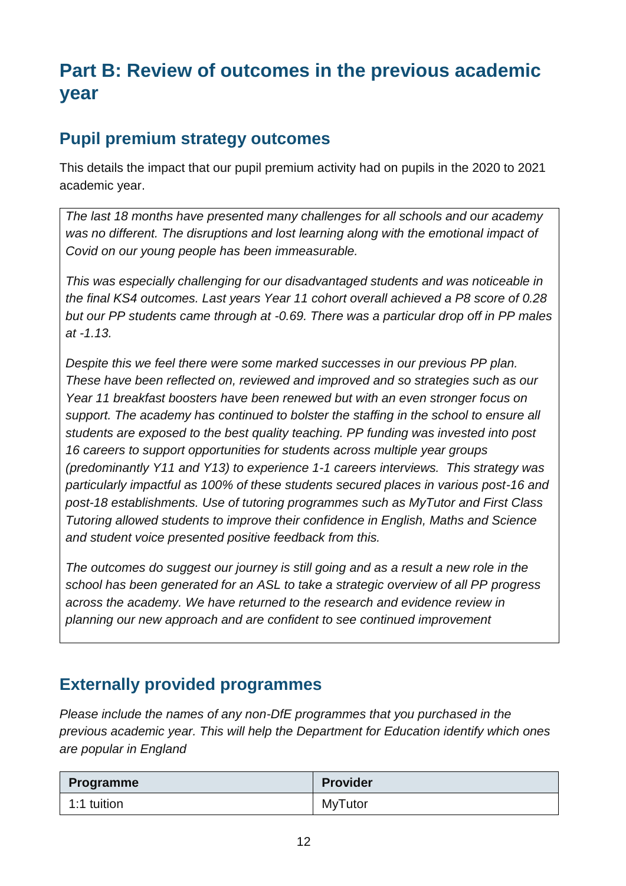# Part B: Review of outcomes in the previous academic year

## Pupil premium strategy outcomes

This details the impact that our pupil premium activity had on pupils in the 2020 to 2021 academic year.

*The last 18 months have presented many challenges for all schools and our academy was no different. The disruptions and lost learning along with the emotional impact of Covid on our young people has been immeasurable.*

*This was especially challenging for our disadvantaged students and was noticeable in the final KS4 outcomes. Last years Year 11 cohort overall achieved a P8 score of 0.28 but our PP students came through at -0.69. There was a particular drop off in PP males at -1.13.*

*Despite this we feel there were some marked successes in our previous PP plan. These have been reflected on, reviewed and improved and so strategies such as our Year 11 breakfast boosters have been renewed but with an even stronger focus on support. The academy has continued to bolster the staffing in the school to ensure all students are exposed to the best quality teaching. PP funding was invested into post 16 careers to support opportunities for students across multiple year groups (predominantly Y11 and Y13) to experience 1-1 careers interviews. This strategy was particularly impactful as 100% of these students secured places in various post-16 and post-18 establishments. Use of tutoring programmes such as MyTutor and First Class Tutoring allowed students to improve their confidence in English, Maths and Science and student voice presented positive feedback from this.*

*The outcomes do suggest our journey is still going and as a result a new role in the school has been generated for an ASL to take a strategic overview of all PP progress across the academy. We have returned to the research and evidence review in planning our new approach and are confident to see continued improvement*

## Externally provided programmes

*Please include the names of any non-DfE programmes that you purchased in the previous academic year. This will help the Department for Education identify which ones are popular in England*

| Programme | Provider |
| --- | --- |
| 1:1 tuition | MyTutor |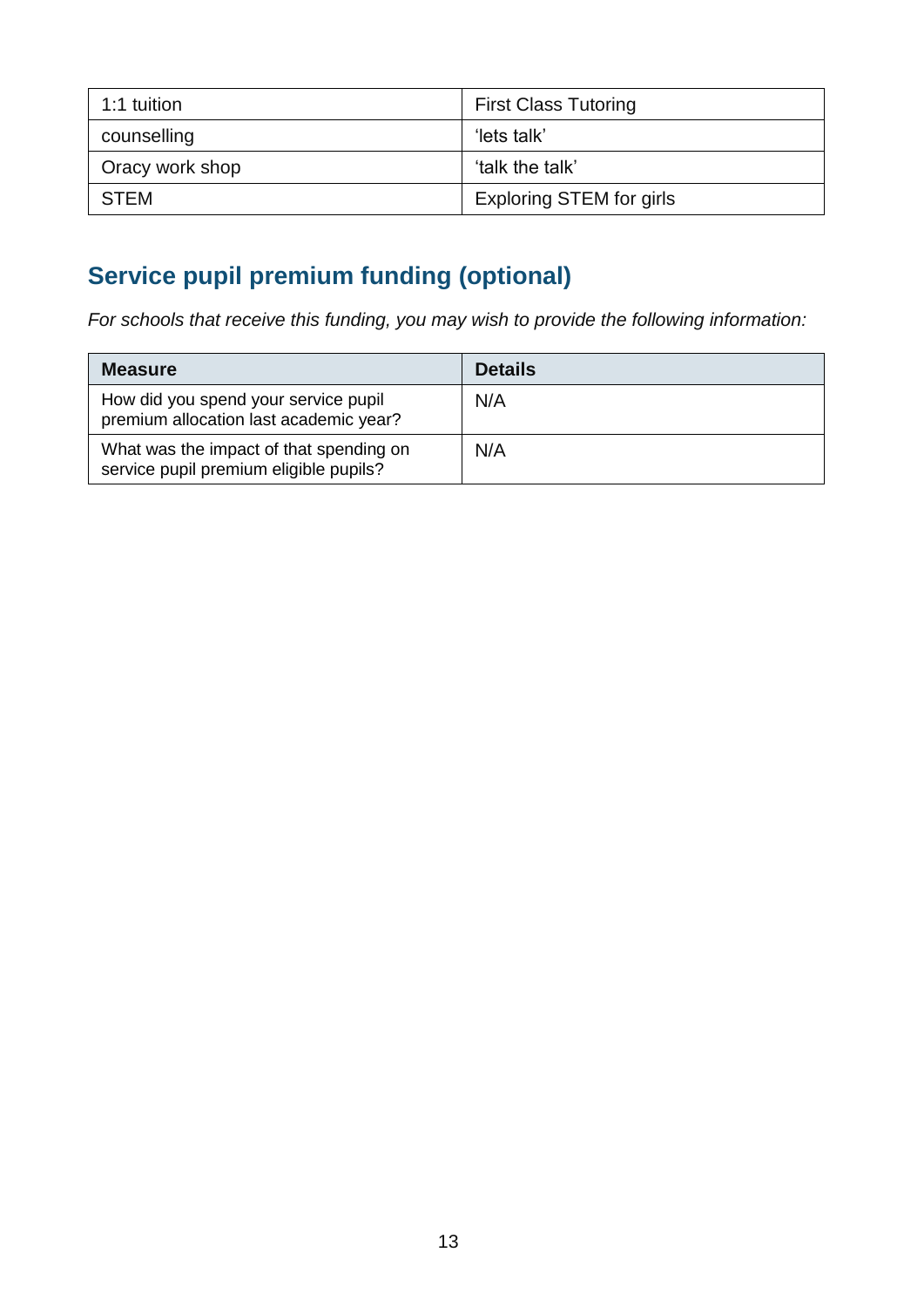| | |
|---|---|
| 1:1 tuition | First Class Tutoring |
| counselling | 'lets talk' |
| Oracy work shop | 'talk the talk' |
| STEM | Exploring STEM for girls |

## Service pupil premium funding (optional)

*For schools that receive this funding, you may wish to provide the following information:*

| Measure | Details |
|---|---|
| How did you spend your service pupil premium allocation last academic year? | N/A |
| What was the impact of that spending on service pupil premium eligible pupils? | N/A |